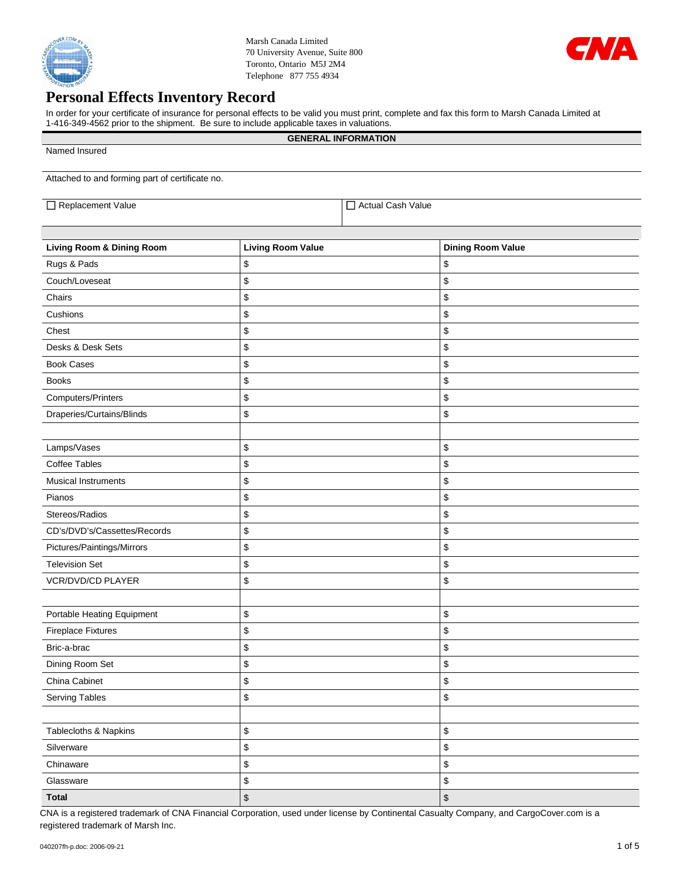Marsh Canada Limited
70 University Avenue, Suite 800
Toronto, Ontario M5J 2M4
Telephone 877 755 4934

# Personal Effects Inventory Record

In order for your certificate of insurance for personal effects to be valid you must print, complete and fax this form to Marsh Canada Limited at 1-416-349-4562 prior to the shipment. Be sure to include applicable taxes in valuations.

## GENERAL INFORMATION

Named Insured

Attached to and forming part of certificate no.

☐ Replacement Value ☐ Actual Cash Value

| Living Room & Dining Room | Living Room Value | Dining Room Value |
|---|---|---|
| Rugs & Pads | $ | $ |
| Couch/Loveseat | $ | $ |
| Chairs | $ | $ |
| Cushions | $ | $ |
| Chest | $ | $ |
| Desks & Desk Sets | $ | $ |
| Book Cases | $ | $ |
| Books | $ | $ |
| Computers/Printers | $ | $ |
| Draperies/Curtains/Blinds | $ | $ |
| | | |
| Lamps/Vases | $ | $ |
| Coffee Tables | $ | $ |
| Musical Instruments | $ | $ |
| Pianos | $ | $ |
| Stereos/Radios | $ | $ |
| CD's/DVD's/Cassettes/Records | $ | $ |
| Pictures/Paintings/Mirrors | $ | $ |
| Television Set | $ | $ |
| VCR/DVD/CD PLAYER | $ | $ |
| | | |
| Portable Heating Equipment | $ | $ |
| Fireplace Fixtures | $ | $ |
| Bric-a-brac | $ | $ |
| Dining Room Set | $ | $ |
| China Cabinet | $ | $ |
| Serving Tables | $ | $ |
| | | |
| Tablecloths & Napkins | $ | $ |
| Silverware | $ | $ |
| Chinaware | $ | $ |
| Glassware | $ | $ |
| **Total** | $ | $ |

CNA is a registered trademark of CNA Financial Corporation, used under license by Continental Casualty Company, and CargoCover.com is a registered trademark of Marsh Inc.

040207fh-p.doc: 2006-09-21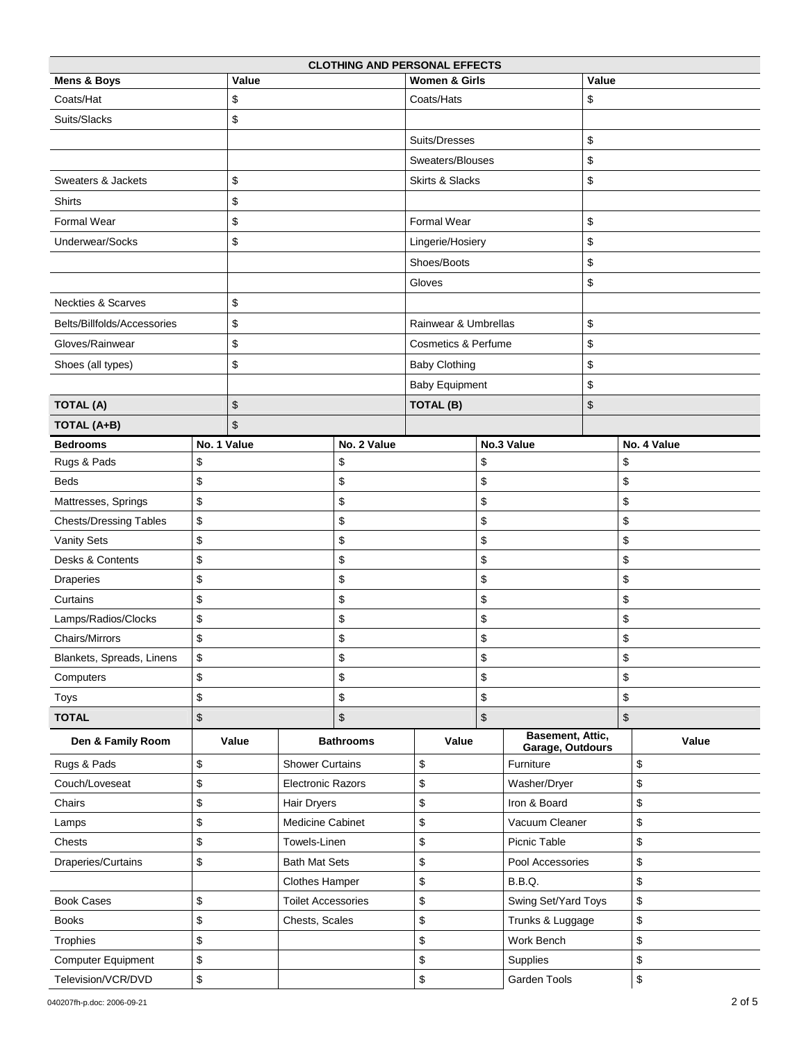| CLOTHING AND PERSONAL EFFECTS | | | |
|---|---|---|---|
| **Mens & Boys** | **Value** | **Women & Girls** | **Value** |
| Coats/Hat | $ | Coats/Hats | $ |
| Suits/Slacks | $ | | |
| | | Suits/Dresses | $ |
| | | Sweaters/Blouses | $ |
| Sweaters & Jackets | $ | Skirts & Slacks | $ |
| Shirts | $ | | |
| Formal Wear | $ | Formal Wear | $ |
| Underwear/Socks | $ | Lingerie/Hosiery | $ |
| | | Shoes/Boots | $ |
| | | Gloves | $ |
| Neckties & Scarves | $ | | |
| Belts/Billfolds/Accessories | $ | Rainwear & Umbrellas | $ |
| Gloves/Rainwear | $ | Cosmetics & Perfume | $ |
| Shoes (all types) | $ | Baby Clothing | $ |
| | | Baby Equipment | $ |
| **TOTAL (A)** | $ | **TOTAL (B)** | $ |
| **TOTAL (A+B)** | $ | | |

| Bedrooms | No. 1 Value | No. 2 Value | No.3 Value | No. 4 Value |
|---|---|---|---|---|
| Rugs & Pads | $ | $ | $ | $ |
| Beds | $ | $ | $ | $ |
| Mattresses, Springs | $ | $ | $ | $ |
| Chests/Dressing Tables | $ | $ | $ | $ |
| Vanity Sets | $ | $ | $ | $ |
| Desks & Contents | $ | $ | $ | $ |
| Draperies | $ | $ | $ | $ |
| Curtains | $ | $ | $ | $ |
| Lamps/Radios/Clocks | $ | $ | $ | $ |
| Chairs/Mirrors | $ | $ | $ | $ |
| Blankets, Spreads, Linens | $ | $ | $ | $ |
| Computers | $ | $ | $ | $ |
| Toys | $ | $ | $ | $ |
| **TOTAL** | $ | $ | $ | $ |

| Den & Family Room | Value | Bathrooms | Value | Basement, Attic, Garage, Outdours | Value |
|---|---|---|---|---|---|
| Rugs & Pads | $ | Shower Curtains | $ | Furniture | $ |
| Couch/Loveseat | $ | Electronic Razors | $ | Washer/Dryer | $ |
| Chairs | $ | Hair Dryers | $ | Iron & Board | $ |
| Lamps | $ | Medicine Cabinet | $ | Vacuum Cleaner | $ |
| Chests | $ | Towels-Linen | $ | Picnic Table | $ |
| Draperies/Curtains | $ | Bath Mat Sets | $ | Pool Accessories | $ |
| | | Clothes Hamper | $ | B.B.Q. | $ |
| Book Cases | $ | Toilet Accessories | $ | Swing Set/Yard Toys | $ |
| Books | $ | Chests, Scales | $ | Trunks & Luggage | $ |
| Trophies | $ | | $ | Work Bench | $ |
| Computer Equipment | $ | | $ | Supplies | $ |
| Television/VCR/DVD | $ | | $ | Garden Tools | $ |

040207fh-p.doc: 2006-09-21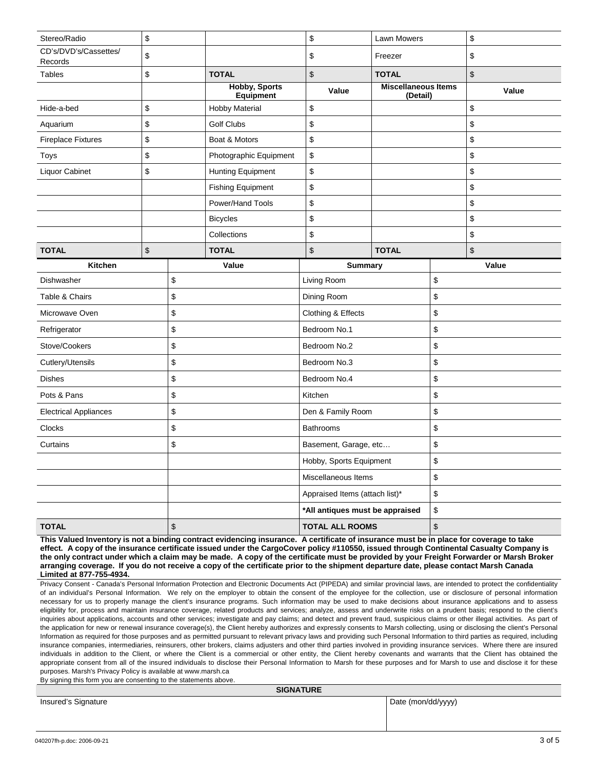| | | | | | |
|---|---|---|---|---|---|
| Stereo/Radio | $ | | $ | Lawn Mowers | $ |
| CD's/DVD's/Cassettes/ Records | $ | | $ | Freezer | $ |
| Tables | $ | **TOTAL** | $ | **TOTAL** | $ |
| | | **Hobby, Sports Equipment** | **Value** | **Miscellaneous Items (Detail)** | **Value** |
| Hide-a-bed | $ | Hobby Material | $ | | $ |
| Aquarium | $ | Golf Clubs | $ | | $ |
| Fireplace Fixtures | $ | Boat & Motors | $ | | $ |
| Toys | $ | Photographic Equipment | $ | | $ |
| Liquor Cabinet | $ | Hunting Equipment | $ | | $ |
| | | Fishing Equipment | $ | | $ |
| | | Power/Hand Tools | $ | | $ |
| | | Bicycles | $ | | $ |
| | | Collections | $ | | $ |
| **TOTAL** | $ | **TOTAL** | $ | **TOTAL** | $ |

| Kitchen | Value | Summary | Value |
|---|---|---|---|
| Dishwasher | $ | Living Room | $ |
| Table & Chairs | $ | Dining Room | $ |
| Microwave Oven | $ | Clothing & Effects | $ |
| Refrigerator | $ | Bedroom No.1 | $ |
| Stove/Cookers | $ | Bedroom No.2 | $ |
| Cutlery/Utensils | $ | Bedroom No.3 | $ |
| Dishes | $ | Bedroom No.4 | $ |
| Pots & Pans | $ | Kitchen | $ |
| Electrical Appliances | $ | Den & Family Room | $ |
| Clocks | $ | Bathrooms | $ |
| Curtains | $ | Basement, Garage, etc… | $ |
| | | Hobby, Sports Equipment | $ |
| | | Miscellaneous Items | $ |
| | | Appraised Items (attach list)* | $ |
| | | **\*All antiques must be appraised** | $ |
| **TOTAL** | $ | **TOTAL ALL ROOMS** | $ |

**This Valued Inventory is not a binding contract evidencing insurance. A certificate of insurance must be in place for coverage to take effect. A copy of the insurance certificate issued under the CargoCover policy #110550, issued through Continental Casualty Company is the only contract under which a claim may be made. A copy of the certificate must be provided by your Freight Forwarder or Marsh Broker arranging coverage. If you do not receive a copy of the certificate prior to the shipment departure date, please contact Marsh Canada Limited at 877-755-4934.**

Privacy Consent - Canada's Personal Information Protection and Electronic Documents Act (PIPEDA) and similar provincial laws, are intended to protect the confidentiality of an individual's Personal Information. We rely on the employer to obtain the consent of the employee for the collection, use or disclosure of personal information necessary for us to properly manage the client's insurance programs. Such information may be used to make decisions about insurance applications and to assess eligibility for, process and maintain insurance coverage, related products and services; analyze, assess and underwrite risks on a prudent basis; respond to the client's inquiries about applications, accounts and other services; investigate and pay claims; and detect and prevent fraud, suspicious claims or other illegal activities. As part of the application for new or renewal insurance coverage(s), the Client hereby authorizes and expressly consents to Marsh collecting, using or disclosing the client's Personal Information as required for those purposes and as permitted pursuant to relevant privacy laws and providing such Personal Information to third parties as required, including insurance companies, intermediaries, reinsurers, other brokers, claims adjusters and other third parties involved in providing insurance services. Where there are insured individuals in addition to the Client, or where the Client is a commercial or other entity, the Client hereby covenants and warrants that the Client has obtained the appropriate consent from all of the insured individuals to disclose their Personal Information to Marsh for these purposes and for Marsh to use and disclose it for these purposes. Marsh's Privacy Policy is available at www.marsh.ca

By signing this form you are consenting to the statements above.

| SIGNATURE | |
|---|---|
| Insured's Signature | Date (mon/dd/yyyy) |

040207fh-p.doc: 2006-09-21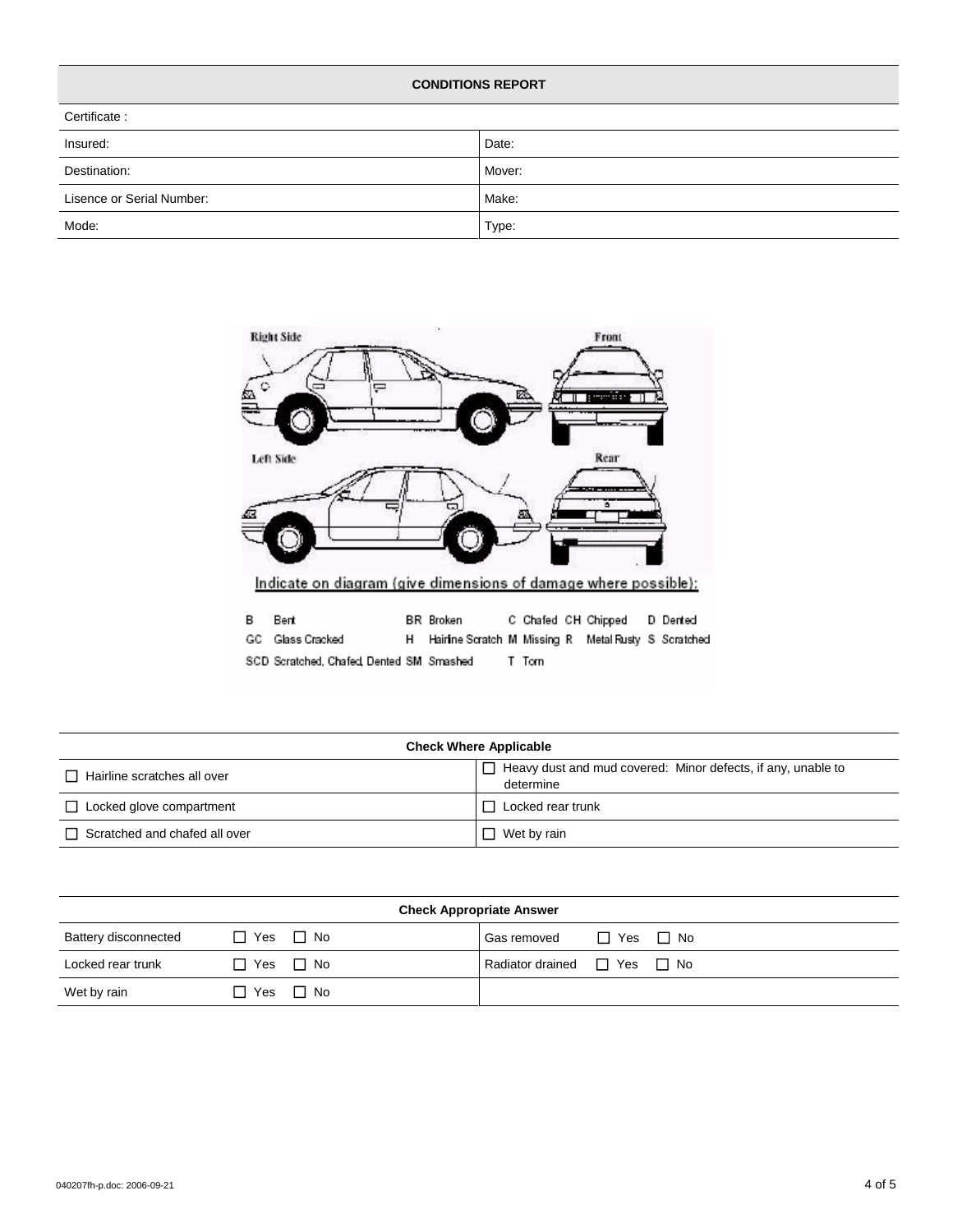## CONDITIONS REPORT

| Certificate : | |
|---|---|
| Insured: | Date: |
| Destination: | Mover: |
| Lisence or Serial Number: | Make: |
| Mode: | Type: |

Right Side    Front

Left Side    Rear

Indicate on diagram (give dimensions of damage where possible):

B Bent    BR Broken    C Chafed    CH Chipped    D Dented
GC Glass Cracked    H Hairline Scratch    M Missing    R Metal Rusty    S Scratched
SCD Scratched, Chafed, Dented    SM Smashed    T Torn

| Check Where Applicable | |
|---|---|
| ☐ Hairline scratches all over | ☐ Heavy dust and mud covered: Minor defects, if any, unable to determine |
| ☐ Locked glove compartment | ☐ Locked rear trunk |
| ☐ Scratched and chafed all over | ☐ Wet by rain |

| Check Appropriate Answer | | | |
|---|---|---|---|
| Battery disconnected | ☐ Yes ☐ No | Gas removed | ☐ Yes ☐ No |
| Locked rear trunk | ☐ Yes ☐ No | Radiator drained | ☐ Yes ☐ No |
| Wet by rain | ☐ Yes ☐ No | | |

040207fh-p.doc: 2006-09-21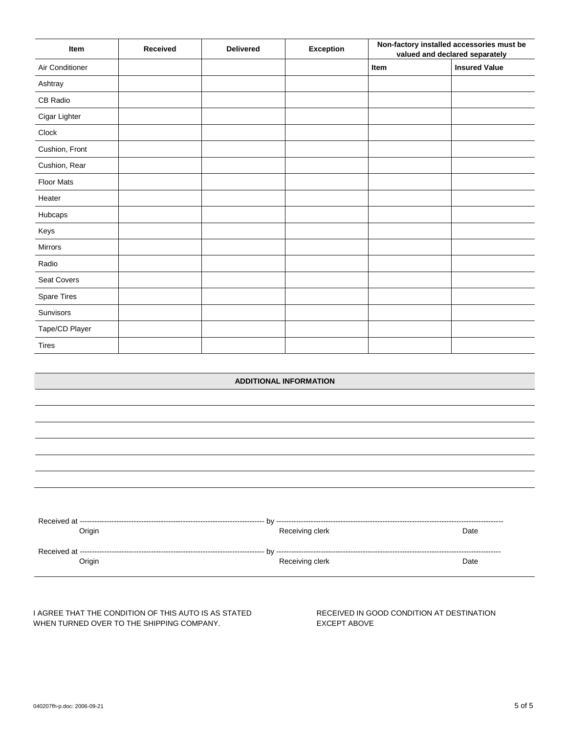| Item | Received | Delivered | Exception | Non-factory installed accessories must be valued and declared separately | |
|---|---|---|---|---|---|
| Air Conditioner | | | | **Item** | **Insured Value** |
| Ashtray | | | | | |
| CB Radio | | | | | |
| Cigar Lighter | | | | | |
| Clock | | | | | |
| Cushion, Front | | | | | |
| Cushion, Rear | | | | | |
| Floor Mats | | | | | |
| Heater | | | | | |
| Hubcaps | | | | | |
| Keys | | | | | |
| Mirrors | | | | | |
| Radio | | | | | |
| Seat Covers | | | | | |
| Spare Tires | | | | | |
| Sunvisors | | | | | |
| Tape/CD Player | | | | | |
| Tires | | | | | |

**ADDITIONAL INFORMATION**

Received at ---------------------------------------------------------------------------- by ------------------------------------------------------------------------------------------

Origin Receiving clerk Date

Received at ---------------------------------------------------------------------------- by ------------------------------------------------------------------------------------------

Origin Receiving clerk Date

I AGREE THAT THE CONDITION OF THIS AUTO IS AS STATED WHEN TURNED OVER TO THE SHIPPING COMPANY.

RECEIVED IN GOOD CONDITION AT DESTINATION EXCEPT ABOVE

040207fh-p.doc: 2006-09-21